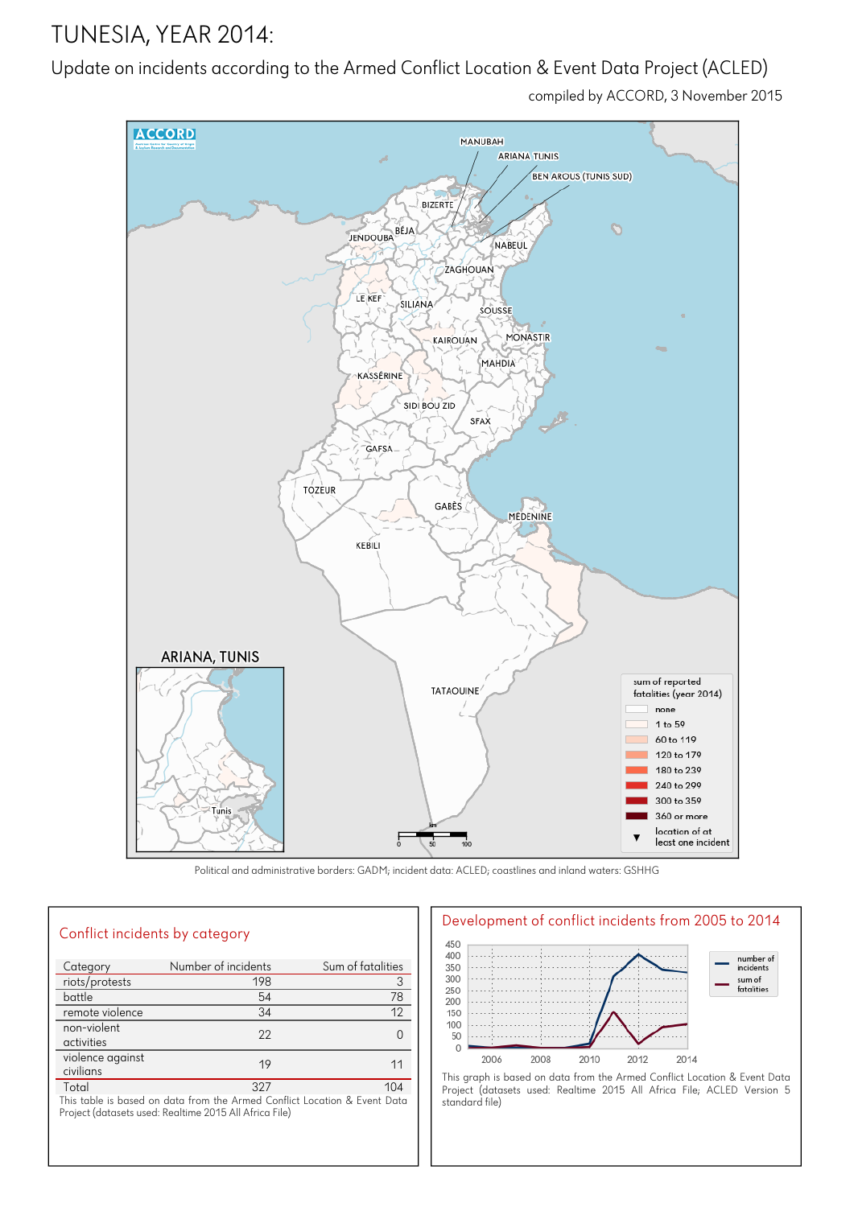# TUNESIA, YEAR 2014:

## Update on incidents according to the Armed Conflict Location & Event Data Project (ACLED)

compiled by ACCORD, 3 November 2015

Political and administrative borders: GADM; incident data: ACLED; coastlines and inland waters: GSHHG

### Conflict incidents by category

| Category | Number of incidents | Sum of fatalities |
|---|---|---|
| riots/protests | 198 | 3 |
| battle | 54 | 78 |
| remote violence | 34 | 12 |
| non-violent activities | 22 | 0 |
| violence against civilians | 19 | 11 |
| Total | 327 | 104 |

This table is based on data from the Armed Conflict Location & Event Data Project (datasets used: Realtime 2015 All Africa File)

### Development of conflict incidents from 2005 to 2014

This graph is based on data from the Armed Conflict Location & Event Data Project (datasets used: Realtime 2015 All Africa File; ACLED Version 5 standard file)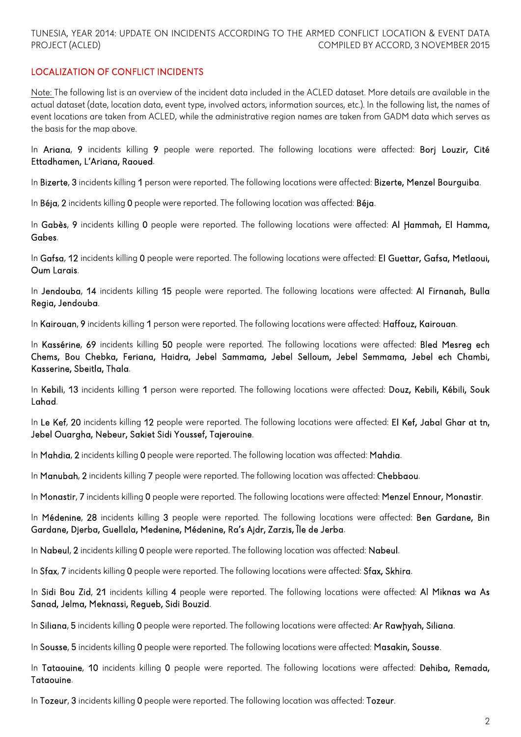## LOCALIZATION OF CONFLICT INCIDENTS

Note: The following list is an overview of the incident data included in the ACLED dataset. More details are available in the actual dataset (date, location data, event type, involved actors, information sources, etc.). In the following list, the names of event locations are taken from ACLED, while the administrative region names are taken from GADM data which serves as the basis for the map above.

In **Ariana**, **9** incidents killing **9** people were reported. The following locations were affected: **Borj Louzir, Cité Ettadhamen, L'Ariana, Raoued**.

In **Bizerte**, **3** incidents killing **1** person were reported. The following locations were affected: **Bizerte, Menzel Bourguiba**.

In **Béja**, **2** incidents killing **0** people were reported. The following location was affected: **Béja**.

In **Gabès**, **9** incidents killing **0** people were reported. The following locations were affected: **Al Ḩammah, El Hamma, Gabes**.

In **Gafsa**, **12** incidents killing **0** people were reported. The following locations were affected: **El Guettar, Gafsa, Metlaoui, Oum Larais**.

In **Jendouba**, **14** incidents killing **15** people were reported. The following locations were affected: **Al Firnanah, Bulla Regia, Jendouba**.

In **Kairouan**, **9** incidents killing **1** person were reported. The following locations were affected: **Haffouz, Kairouan**.

In **Kassérine**, **69** incidents killing **50** people were reported. The following locations were affected: **Bled Mesreg ech Chems, Bou Chebka, Feriana, Haidra, Jebel Sammama, Jebel Selloum, Jebel Semmama, Jebel ech Chambi, Kasserine, Sbeitla, Thala**.

In **Kebili**, **13** incidents killing **1** person were reported. The following locations were affected: **Douz, Kebili, Kébili, Souk Lahad**.

In **Le Kef**, **20** incidents killing **12** people were reported. The following locations were affected: **El Kef, Jabal Ghar at tn, Jebel Ouargha, Nebeur, Sakiet Sidi Youssef, Tajerouine**.

In **Mahdia**, **2** incidents killing **0** people were reported. The following location was affected: **Mahdia**.

In **Manubah**, **2** incidents killing **7** people were reported. The following location was affected: **Chebbaou**.

In **Monastir**, **7** incidents killing **0** people were reported. The following locations were affected: **Menzel Ennour, Monastir**.

In **Médenine**, **28** incidents killing **3** people were reported. The following locations were affected: **Ben Gardane, Bin Gardane, Djerba, Guellala, Medenine, Médenine, Ra's Ajdr, Zarzis, Île de Jerba**.

In **Nabeul**, **2** incidents killing **0** people were reported. The following location was affected: **Nabeul**.

In **Sfax**, **7** incidents killing **0** people were reported. The following locations were affected: **Sfax, Skhira**.

In **Sidi Bou Zid**, **21** incidents killing **4** people were reported. The following locations were affected: **Al Miknas wa As Sanad, Jelma, Meknassi, Regueb, Sidi Bouzid**.

In **Siliana**, **5** incidents killing **0** people were reported. The following locations were affected: **Ar Rawḩyah, Siliana**.

In **Sousse**, **5** incidents killing **0** people were reported. The following locations were affected: **Masakin, Sousse**.

In **Tataouine**, **10** incidents killing **0** people were reported. The following locations were affected: **Dehiba, Remada, Tataouine**.

In **Tozeur**, **3** incidents killing **0** people were reported. The following location was affected: **Tozeur**.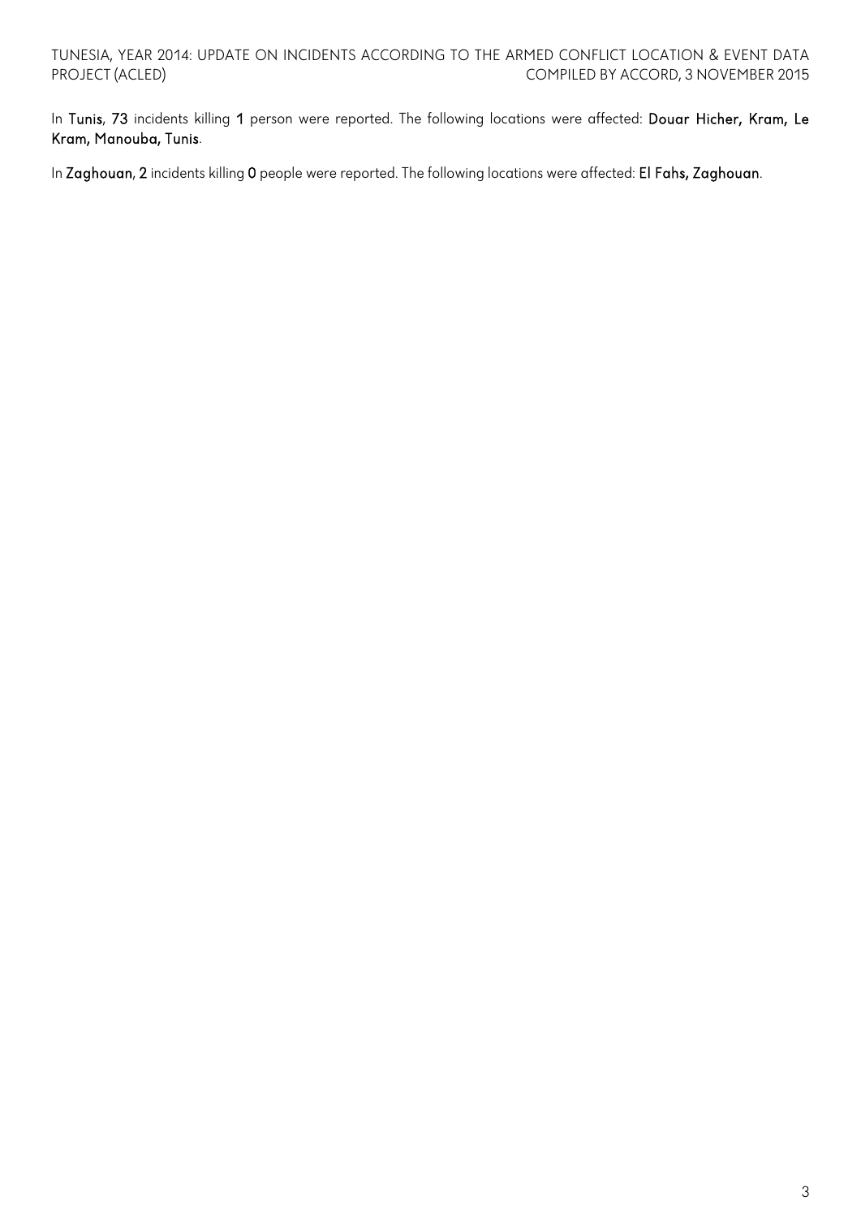In **Tunis**, **73** incidents killing **1** person were reported. The following locations were affected: **Douar Hicher, Kram, Le Kram, Manouba, Tunis**.

In **Zaghouan**, **2** incidents killing **0** people were reported. The following locations were affected: **El Fahs, Zaghouan**.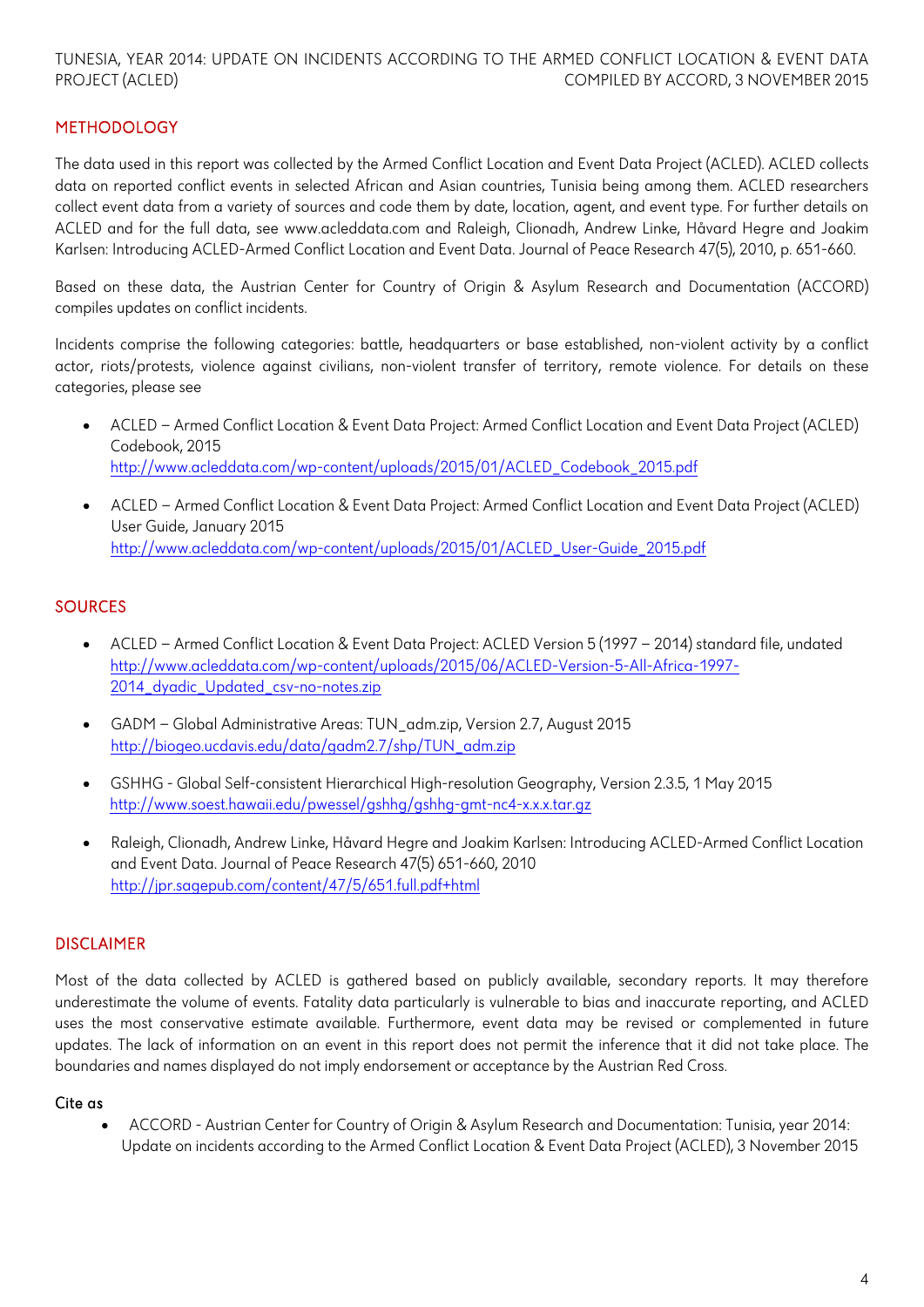## METHODOLOGY

The data used in this report was collected by the Armed Conflict Location and Event Data Project (ACLED). ACLED collects data on reported conflict events in selected African and Asian countries, Tunisia being among them. ACLED researchers collect event data from a variety of sources and code them by date, location, agent, and event type. For further details on ACLED and for the full data, see www.acleddata.com and Raleigh, Clionadh, Andrew Linke, Håvard Hegre and Joakim Karlsen: Introducing ACLED-Armed Conflict Location and Event Data. Journal of Peace Research 47(5), 2010, p. 651-660.

Based on these data, the Austrian Center for Country of Origin & Asylum Research and Documentation (ACCORD) compiles updates on conflict incidents.

Incidents comprise the following categories: battle, headquarters or base established, non-violent activity by a conflict actor, riots/protests, violence against civilians, non-violent transfer of territory, remote violence. For details on these categories, please see

- ACLED – Armed Conflict Location & Event Data Project: Armed Conflict Location and Event Data Project (ACLED) Codebook, 2015
  http://www.acleddata.com/wp-content/uploads/2015/01/ACLED_Codebook_2015.pdf

- ACLED – Armed Conflict Location & Event Data Project: Armed Conflict Location and Event Data Project (ACLED) User Guide, January 2015
  http://www.acleddata.com/wp-content/uploads/2015/01/ACLED_User-Guide_2015.pdf

## SOURCES

- ACLED – Armed Conflict Location & Event Data Project: ACLED Version 5 (1997 – 2014) standard file, undated
  http://www.acleddata.com/wp-content/uploads/2015/06/ACLED-Version-5-All-Africa-1997-2014_dyadic_Updated_csv-no-notes.zip

- GADM – Global Administrative Areas: TUN_adm.zip, Version 2.7, August 2015
  http://biogeo.ucdavis.edu/data/gadm2.7/shp/TUN_adm.zip

- GSHHG - Global Self-consistent Hierarchical High-resolution Geography, Version 2.3.5, 1 May 2015
  http://www.soest.hawaii.edu/pwessel/gshhg/gshhg-gmt-nc4-x.x.x.tar.gz

- Raleigh, Clionadh, Andrew Linke, Håvard Hegre and Joakim Karlsen: Introducing ACLED-Armed Conflict Location and Event Data. Journal of Peace Research 47(5) 651-660, 2010
  http://jpr.sagepub.com/content/47/5/651.full.pdf+html

## DISCLAIMER

Most of the data collected by ACLED is gathered based on publicly available, secondary reports. It may therefore underestimate the volume of events. Fatality data particularly is vulnerable to bias and inaccurate reporting, and ACLED uses the most conservative estimate available. Furthermore, event data may be revised or complemented in future updates. The lack of information on an event in this report does not permit the inference that it did not take place. The boundaries and names displayed do not imply endorsement or acceptance by the Austrian Red Cross.

### Cite as

- ACCORD - Austrian Center for Country of Origin & Asylum Research and Documentation: Tunisia, year 2014: Update on incidents according to the Armed Conflict Location & Event Data Project (ACLED), 3 November 2015